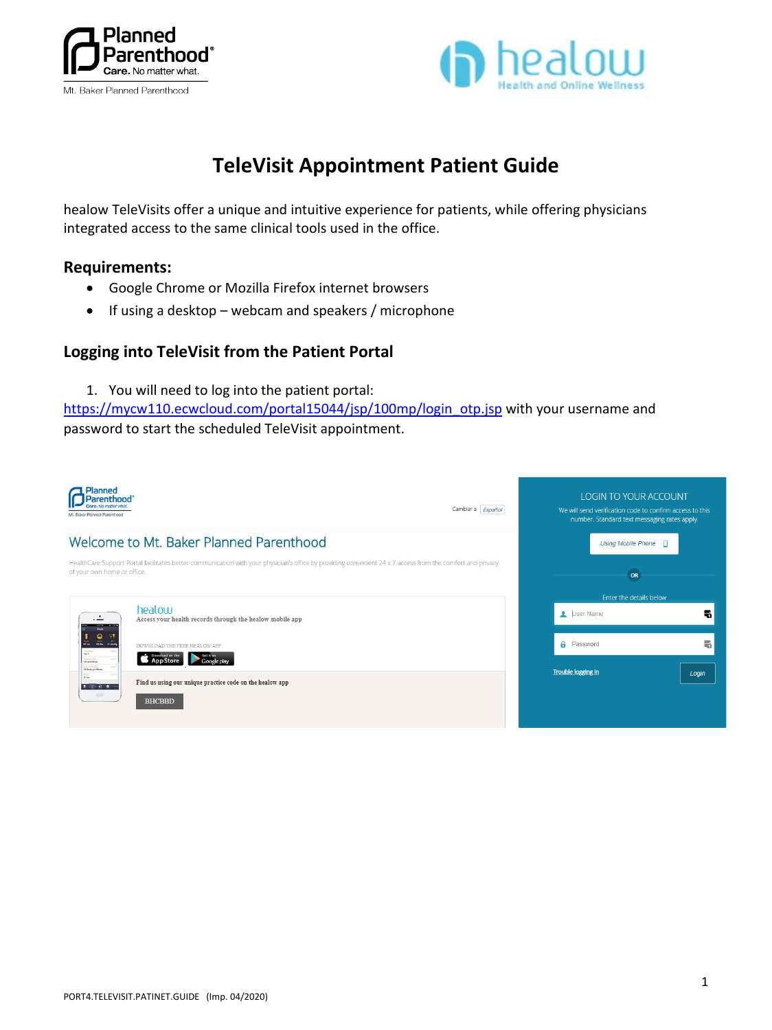# TeleVisit Appointment Patient Guide

healow TeleVisits offer a unique and intuitive experience for patients, while offering physicians integrated access to the same clinical tools used in the office.

## Requirements:

- Google Chrome or Mozilla Firefox internet browsers
- If using a desktop – webcam and speakers / microphone

## Logging into TeleVisit from the Patient Portal

1. You will need to log into the patient portal: https://mycw110.ecwcloud.com/portal15044/jsp/100mp/login_otp.jsp with your username and password to start the scheduled TeleVisit appointment.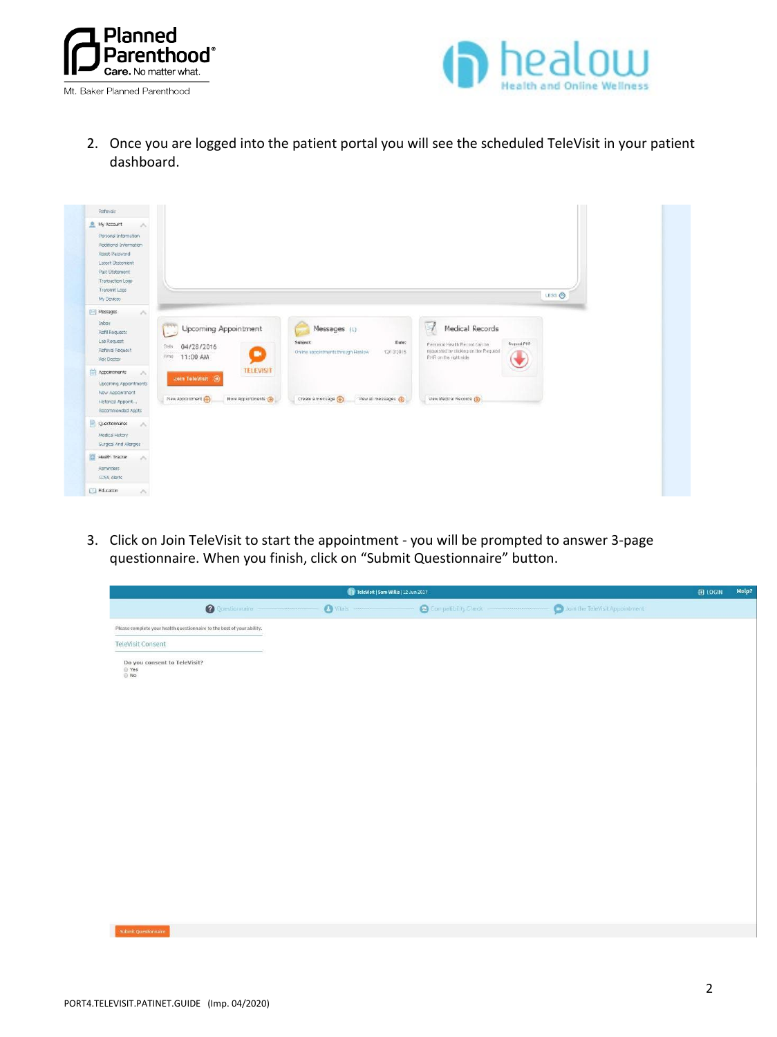2. Once you are logged into the patient portal you will see the scheduled TeleVisit in your patient dashboard.

3. Click on Join TeleVisit to start the appointment - you will be prompted to answer 3-page questionnaire. When you finish, click on "Submit Questionnaire" button.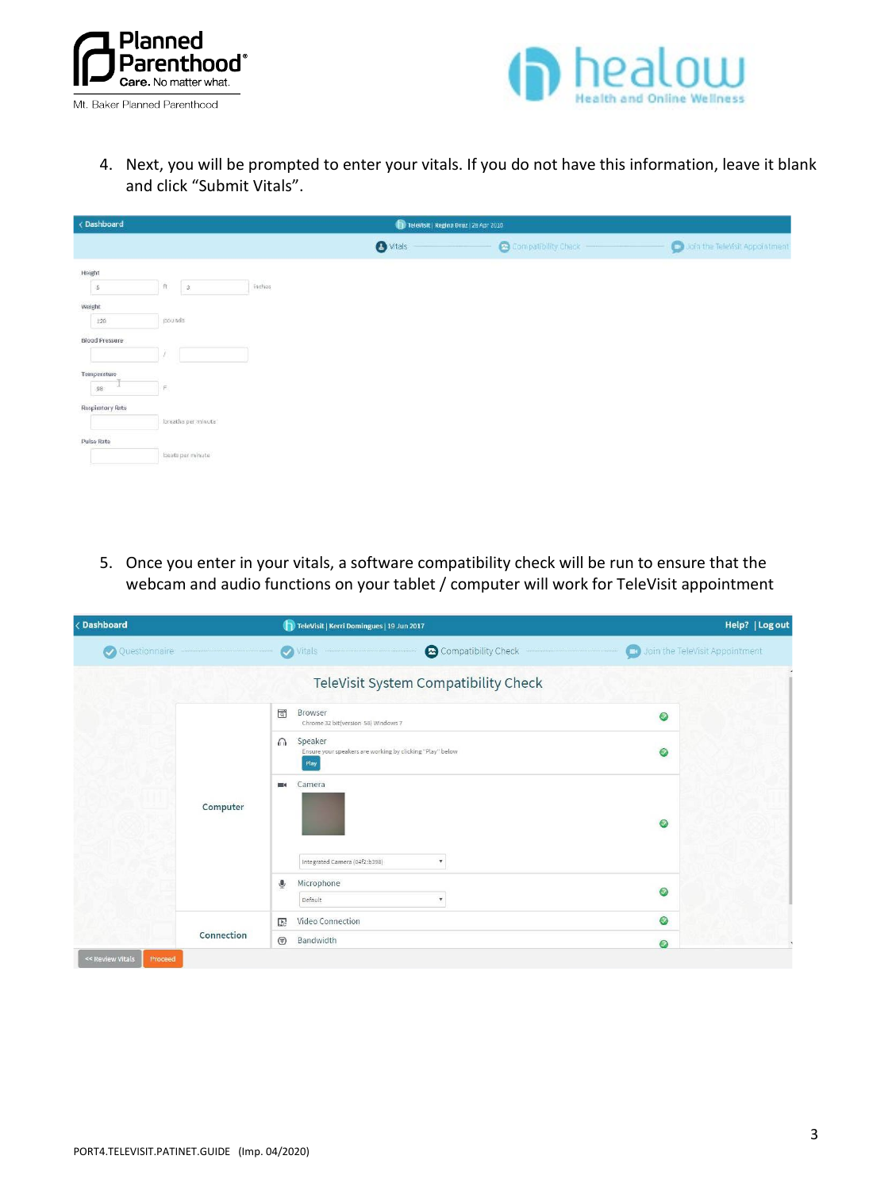4. Next, you will be prompted to enter your vitals. If you do not have this information, leave it blank and click "Submit Vitals".

5. Once you enter in your vitals, a software compatibility check will be run to ensure that the webcam and audio functions on your tablet / computer will work for TeleVisit appointment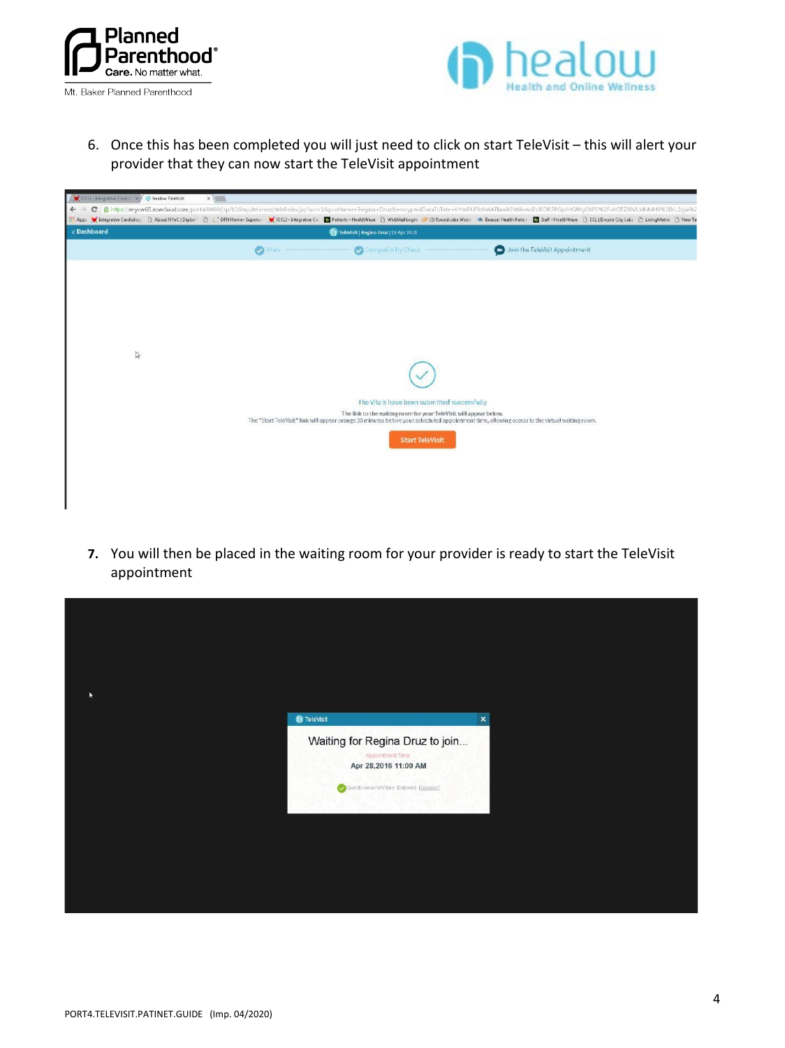6. Once this has been completed you will just need to click on start TeleVisit – this will alert your provider that they can now start the TeleVisit appointment

7. You will then be placed in the waiting room for your provider is ready to start the TeleVisit appointment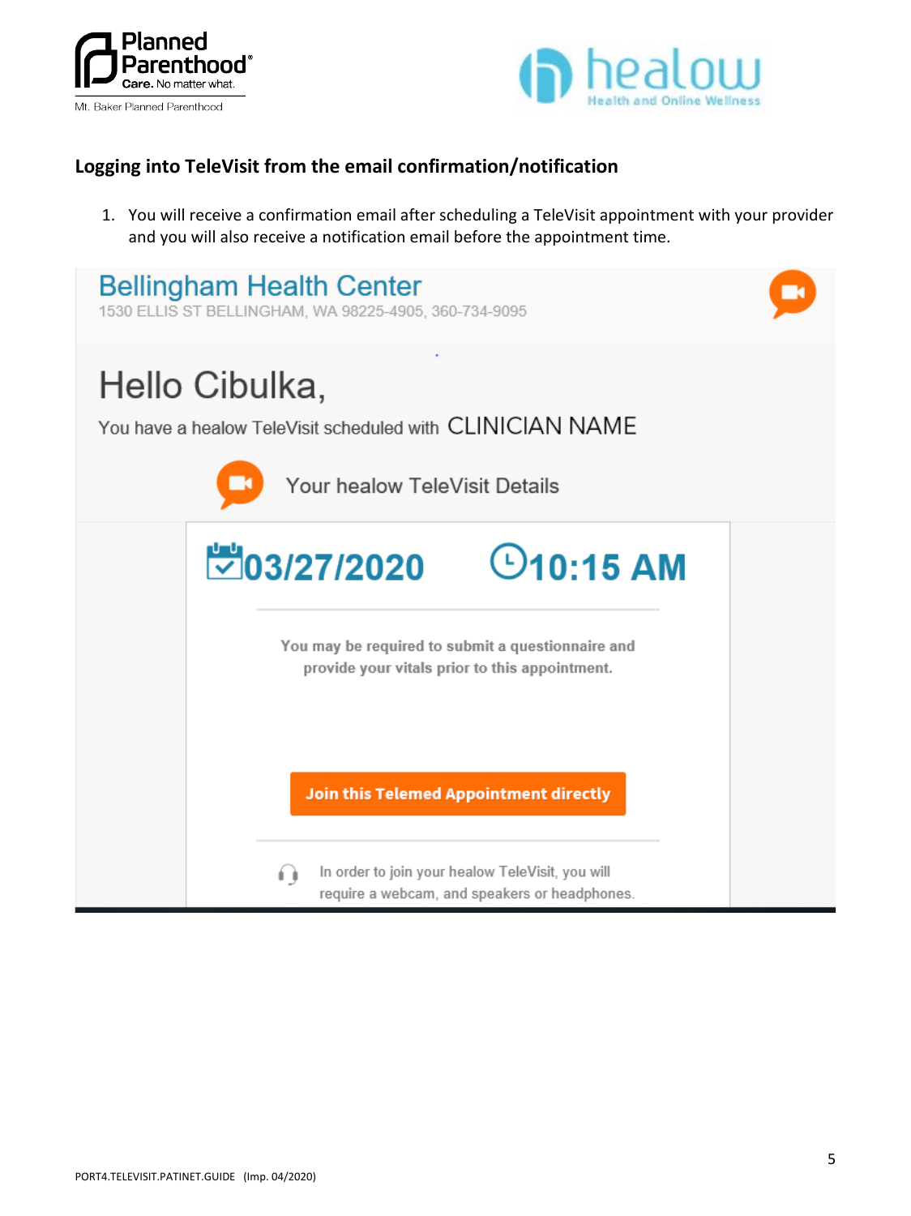## Logging into TeleVisit from the email confirmation/notification

1. You will receive a confirmation email after scheduling a TeleVisit appointment with your provider and you will also receive a notification email before the appointment time.

Bellingham Health Center
1530 ELLIS ST BELLINGHAM, WA 98225-4905, 360-734-9095

Hello Cibulka,

You have a healow TeleVisit scheduled with CLINICIAN NAME

Your healow TeleVisit Details

03/27/2020 10:15 AM

You may be required to submit a questionnaire and provide your vitals prior to this appointment.

**Join this Telemed Appointment directly**

In order to join your healow TeleVisit, you will require a webcam, and speakers or headphones.

PORT4.TELEVISIT.PATINET.GUIDE (Imp. 04/2020)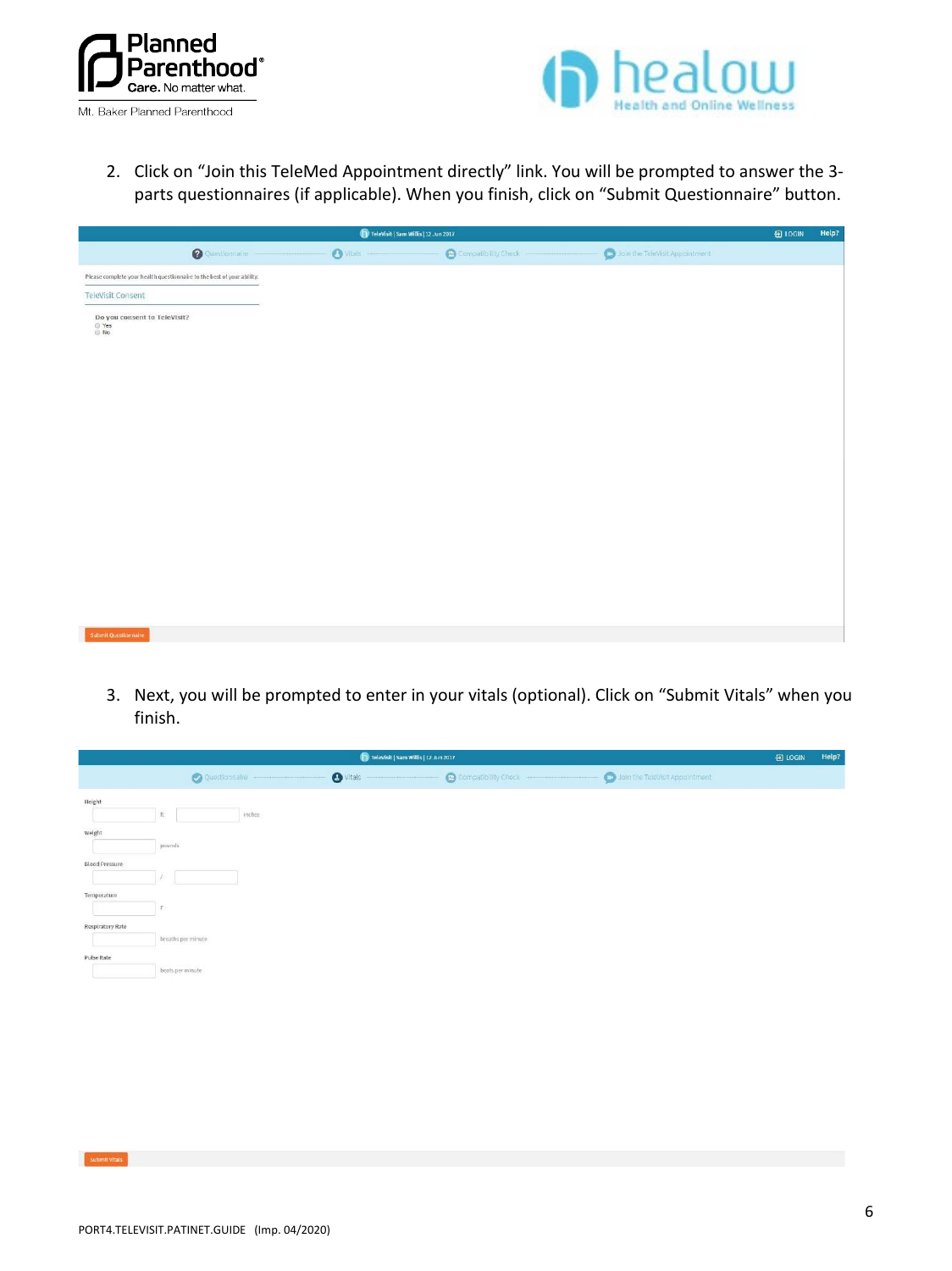2. Click on "Join this TeleMed Appointment directly" link. You will be prompted to answer the 3-parts questionnaires (if applicable). When you finish, click on "Submit Questionnaire" button.

3. Next, you will be prompted to enter in your vitals (optional). Click on "Submit Vitals" when you finish.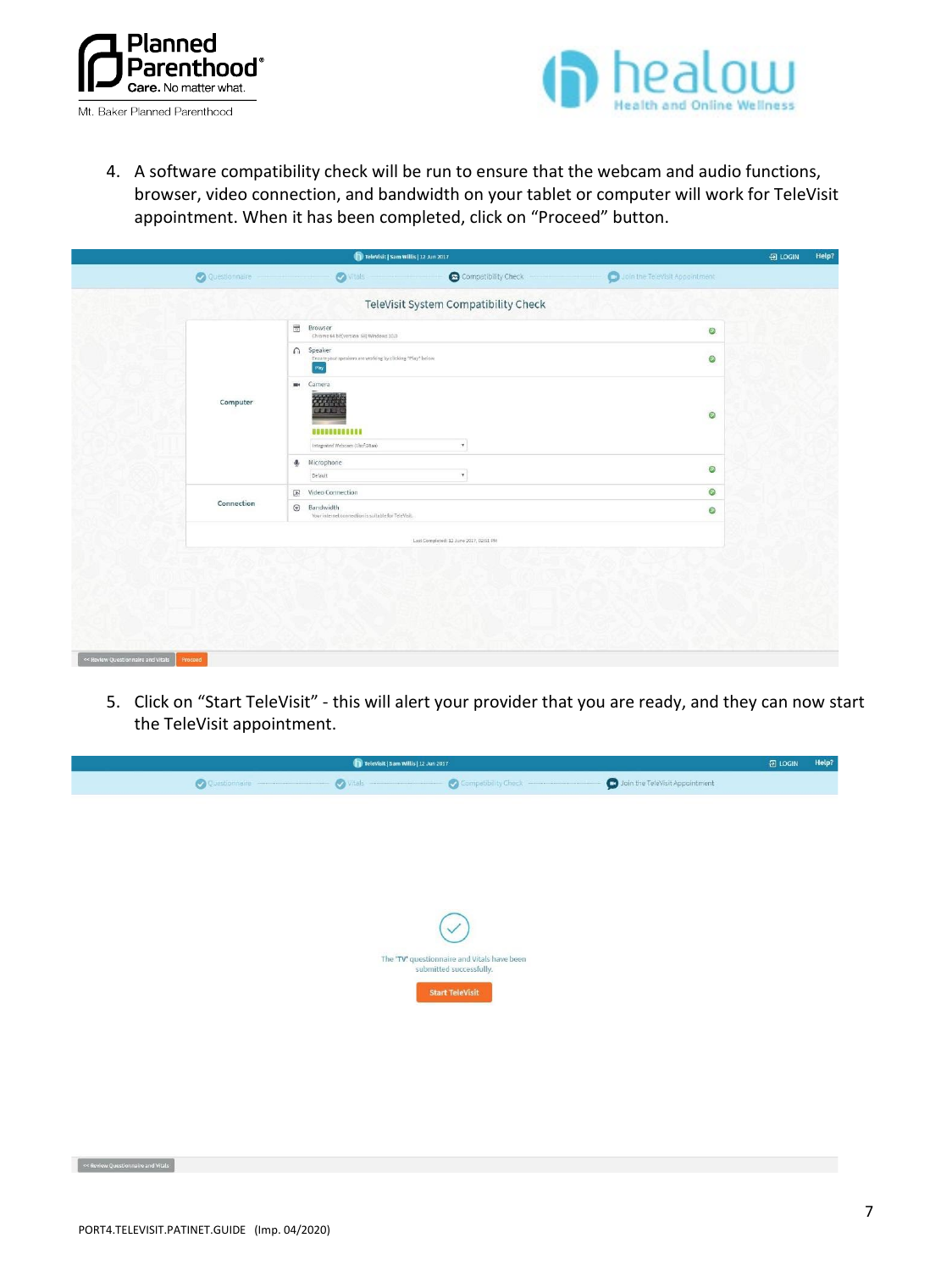4. A software compatibility check will be run to ensure that the webcam and audio functions, browser, video connection, and bandwidth on your tablet or computer will work for TeleVisit appointment. When it has been completed, click on "Proceed" button.

5. Click on "Start TeleVisit" - this will alert your provider that you are ready, and they can now start the TeleVisit appointment.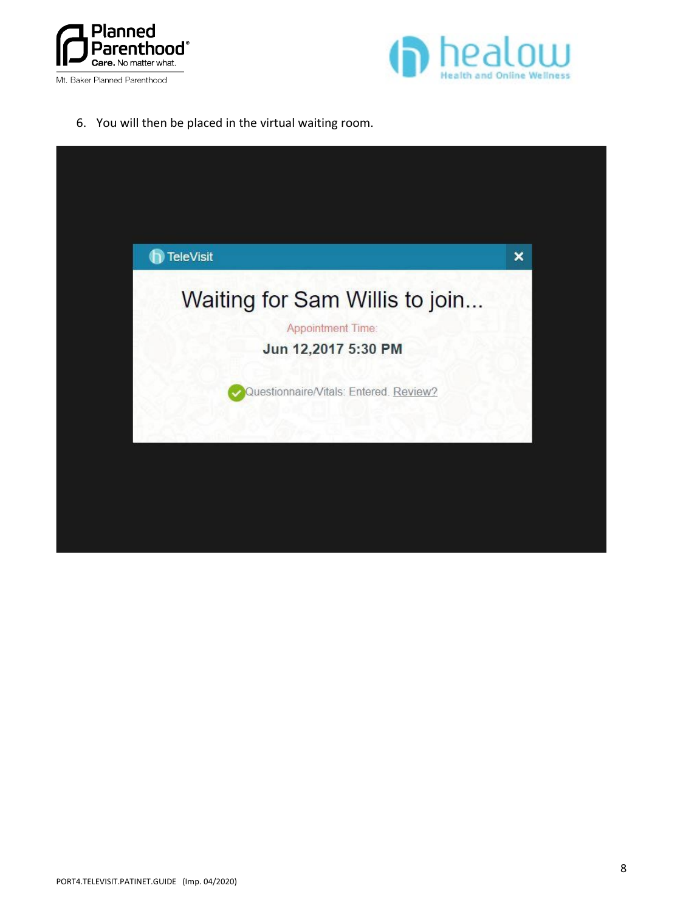6. You will then be placed in the virtual waiting room.

TeleVisit

Waiting for Sam Willis to join...

Appointment Time:

Jun 12,2017 5:30 PM

Questionnaire/Vitals: Entered. Review?